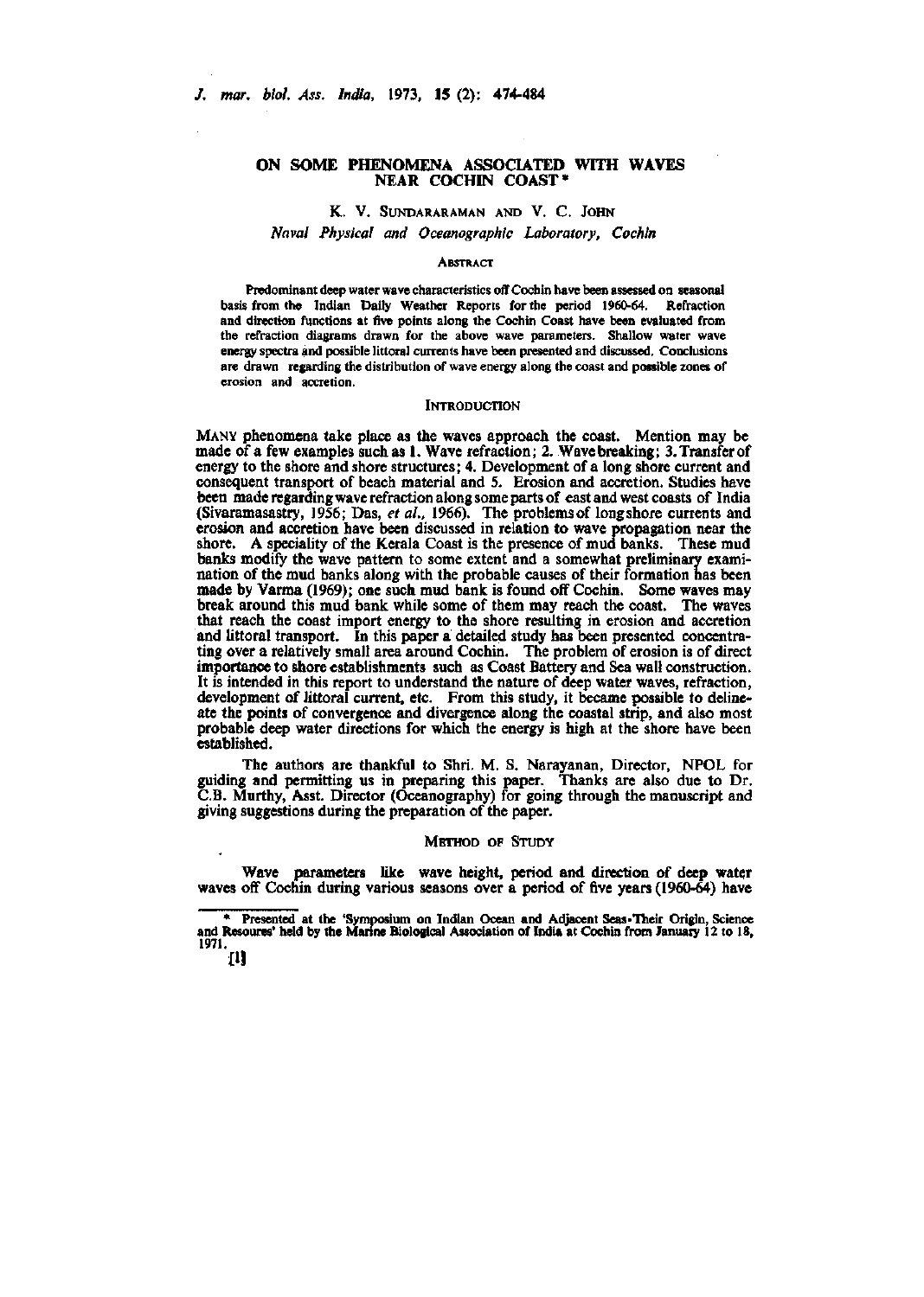# ON SOME PHENOMENA ASSOCIATED WITH WAVES NEAR COCHIN COAST*

K. V. SUNDARARAMAN AND V. C. JOHN

*Naval Physical and Oceanographic Laboratory, Cochin*

## ABSTRACT

Predominant deep water wave characteristics off Cochin have been assessed on seasonal basis from the Indian Daily Weather Reports for the period 1960-64. Refraction and direction functions at five points along the Cochin Coast have been evaluated from the refraction diagrams drawn for the above wave parameters. Shallow water wave energy spectra and possible littoral currents have been presented and discussed. Conclusions are drawn regarding the distribution of wave energy along the coast and possible zones of erosion and accretion.

## INTRODUCTION

MANY phenomena take place as the waves approach the coast. Mention may be made of a few examples such as 1. Wave refraction; 2. Wave breaking; 3. Transfer of energy to the shore and shore structures; 4. Development of a long shore current and consequent transport of beach material and 5. Erosion and accretion. Studies have been made regarding wave refraction along some parts of east and west coasts of India (Sivaramasastry, 1956; Das, *et al.*, 1966). The problems of longshore currents and erosion and accretion have been discussed in relation to wave propagation near the shore. A speciality of the Kerala Coast is the presence of mud banks. These mud banks modify the wave pattern to some extent and a somewhat preliminary examination of the mud banks along with the probable causes of their formation has been made by Varma (1969); one such mud bank is found off Cochin. Some waves may break around this mud bank while some of them may reach the coast. The waves that reach the coast import energy to the shore resulting in erosion and accretion and littoral transport. In this paper a detailed study has been presented concentrating over a relatively small area around Cochin. The problem of erosion is of direct importance to shore establishments such as Coast Battery and Sea wall construction. It is intended in this report to understand the nature of deep water waves, refraction, development of littoral current, etc. From this study, it became possible to delineate the points of convergence and divergence along the coastal strip, and also most probable deep water directions for which the energy is high at the shore have been established.

The authors are thankful to Shri. M. S. Narayanan, Director, NPOL for guiding and permitting us in preparing this paper. Thanks are also due to Dr. C.B. Murthy, Asst. Director (Oceanography) for going through the manuscript and giving suggestions during the preparation of the paper.

## METHOD OF STUDY

Wave parameters like wave height, period and direction of deep water waves off Cochin during various seasons over a period of five years (1960-64) have

---

* Presented at the 'Symposium on Indian Ocean and Adjacent Seas-Their Origin, Science and Resoures' held by the Marine Biological Association of India at Cochin from January 12 to 18, 1971.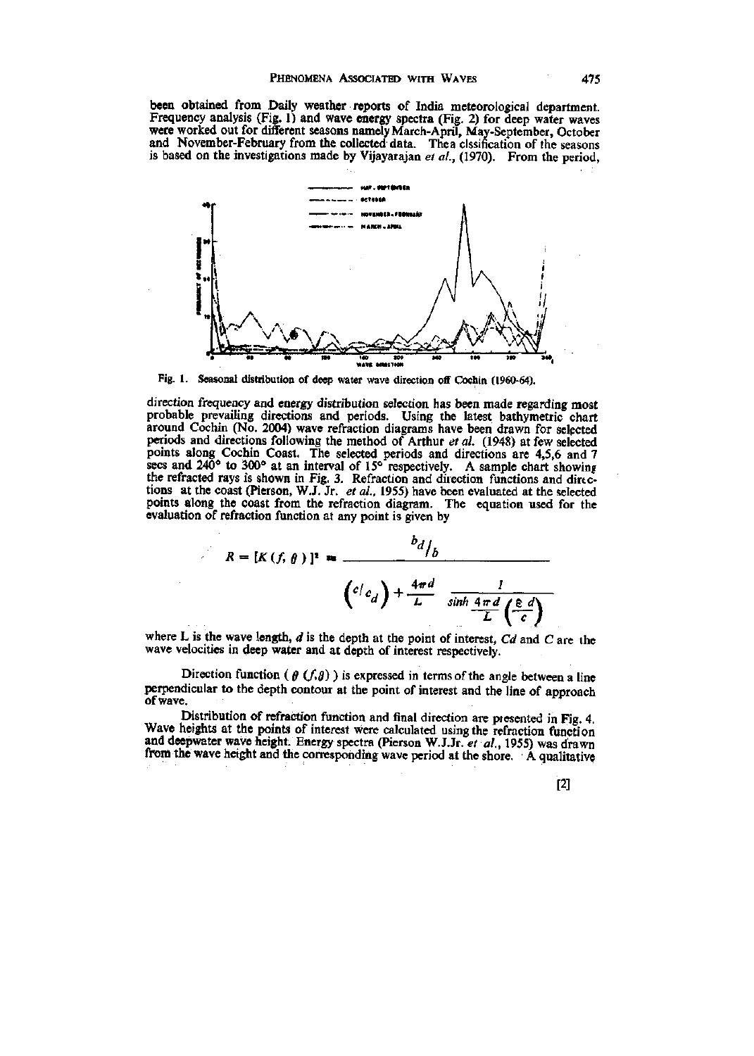been obtained from Daily weather reports of India meteorological department. Frequency analysis (Fig. 1) and wave energy spectra (Fig. 2) for deep water waves were worked out for different seasons namely March-April, May-September, October and November-February from the collected data. Thea clssification of the seasons is based on the investigations made by Vijayarajan *et al.*, (1970). From the period,

Fig. 1. Seasonal distribution of deep water wave direction off Cochin (1960-64).

direction frequency and energy distribution selection has been made regarding most probable prevailing directions and periods. Using the latest bathymetric chart around Cochin (No. 2004) wave refraction diagrams have been drawn for selected periods and directions following the method of Arthur *et al.* (1948) at few selected points along Cochin Coast. The selected periods and directions are 4,5,6 and 7 secs and 240° to 300° at an interval of 15° respectively. A sample chart showing the refracted rays is shown in Fig. 3. Refraction and direction functions and directions at the coast (Pierson, W.J. Jr. *et al.*, 1955) have been evaluated at the selected points along the coast from the refraction diagram. The equation used for the evaluation of refraction function at any point is given by

$$R = [K(f, \theta)]^2 = \frac{b_d/b}{\left(c/c_d\right) + \frac{4\pi d}{L} \quad \frac{1}{\sinh \frac{4\pi d}{L}\left(\frac{c\ d}{c}\right)}}$$

where L is the wave length, $d$ is the depth at the point of interest, $Cd$ and $C$ are the wave velocities in deep water and at depth of interest respectively.

Direction function ( $\theta$ $(f,\theta)$ ) is expressed in terms of the angle between a line perpendicular to the depth contour at the point of interest and the line of approach of wave.

Distribution of refraction function and final direction are presented in Fig. 4. Wave heights at the points of interest were calculated using the refraction function and deepwater wave height. Energy spectra (Pierson W.J.Jr. *et al.*, 1955) was drawn from the wave height and the corresponding wave period at the shore. A qualitative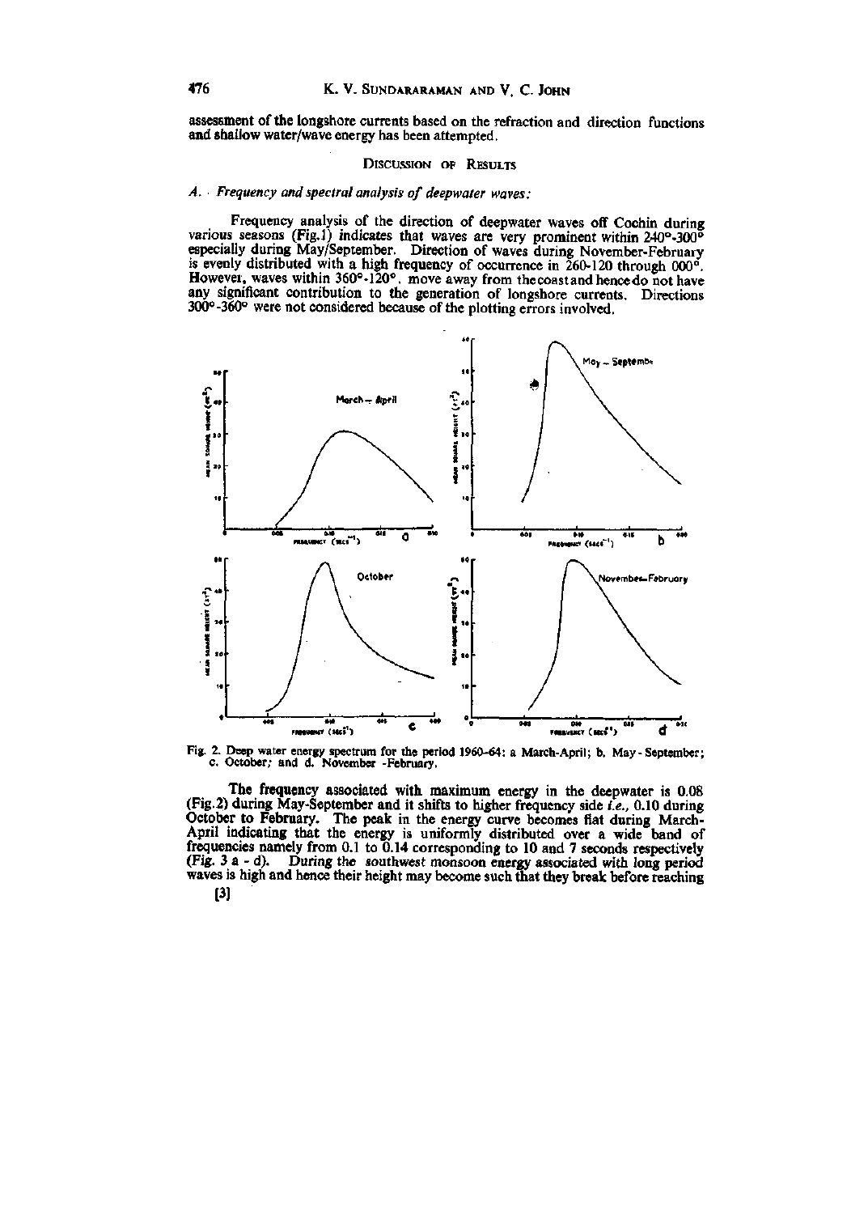assessment of the longshore currents based on the refraction and direction functions and shallow water/wave energy has been attempted.

## DISCUSSION OF RESULTS

### *A. Frequency and spectral analysis of deepwater waves:*

Frequency analysis of the direction of deepwater waves off Cochin during various seasons (Fig.1) indicates that waves are very prominent within 240°-300° especially during May/September. Direction of waves during November-February is evenly distributed with a high frequency of occurrence in 260-120 through 000°. However, waves within 360°-120°, move away from the coast and hence do not have any significant contribution to the generation of longshore currents. Directions 300°-360° were not considered because of the plotting errors involved.

Fig. 2. Deep water energy spectrum for the period 1960-64: a March-April; b. May-September; c. October; and d. November-February.

The frequency associated with maximum energy in the deepwater is 0.08 (Fig.2) during May-September and it shifts to higher frequency side *i.e.,* 0.10 during October to February. The peak in the energy curve becomes flat during March-April indicating that the energy is uniformly distributed over a wide band of frequencies namely from 0.1 to 0.14 corresponding to 10 and 7 seconds respectively (Fig. 3 a - d). During the southwest monsoon energy associated with long period waves is high and hence their height may become such that they break before reaching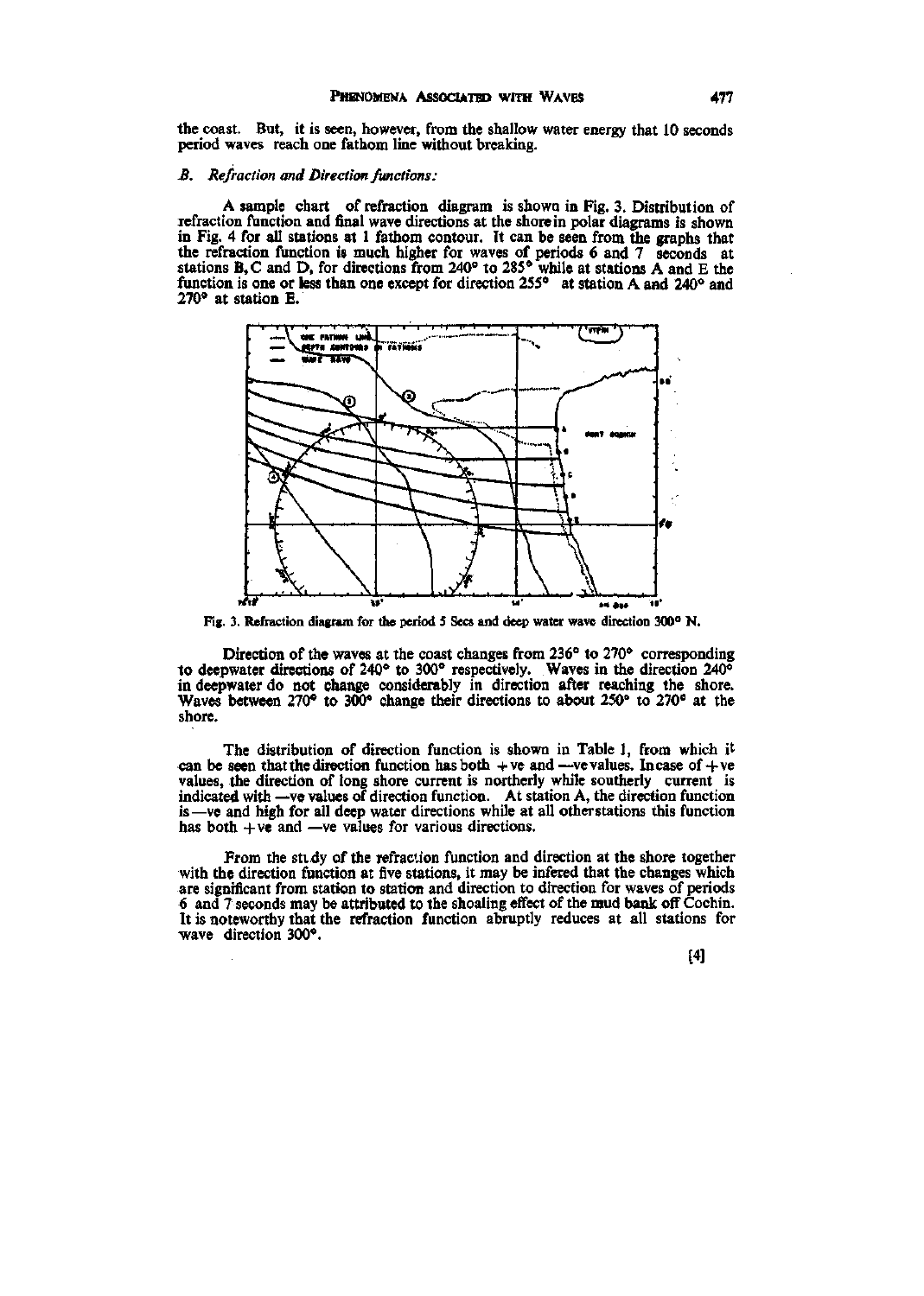the coast. But, it is seen, however, from the shallow water energy that 10 seconds period waves reach one fathom line without breaking.

### *B. Refraction and Direction functions:*

A sample chart of refraction diagram is shown in Fig. 3. Distribution of refraction function and final wave directions at the shore in polar diagrams is shown in Fig. 4 for all stations at 1 fathom contour. It can be seen from the graphs that the refraction function is much higher for waves of periods 6 and 7 seconds at stations B, C and D, for directions from 240° to 285° while at stations A and E the function is one or less than one except for direction 255° at station A and 240° and 270° at station E.

Fig. 3. Refraction diagram for the period 5 Secs and deep water wave direction 300° N.

Direction of the waves at the coast changes from 236° to 270° corresponding to deepwater directions of 240° to 300° respectively. Waves in the direction 240° in deepwater do not change considerably in direction after reaching the shore. Waves between 270° to 300° change their directions to about 250° to 270° at the shore.

The distribution of direction function is shown in Table 1, from which it can be seen that the direction function has both +ve and —ve values. In case of +ve values, the direction of long shore current is northerly while southerly current is indicated with —ve values of direction function. At station A, the direction function is —ve and high for all deep water directions while at all other stations this function has both +ve and —ve values for various directions.

From the study of the refraction function and direction at the shore together with the direction function at five stations, it may be infered that the changes which are significant from station to station and direction to direction for waves of periods 6 and 7 seconds may be attributed to the shoaling effect of the mud bank off Cochin. It is noteworthy that the refraction function abruptly reduces at all stations for wave direction 300°.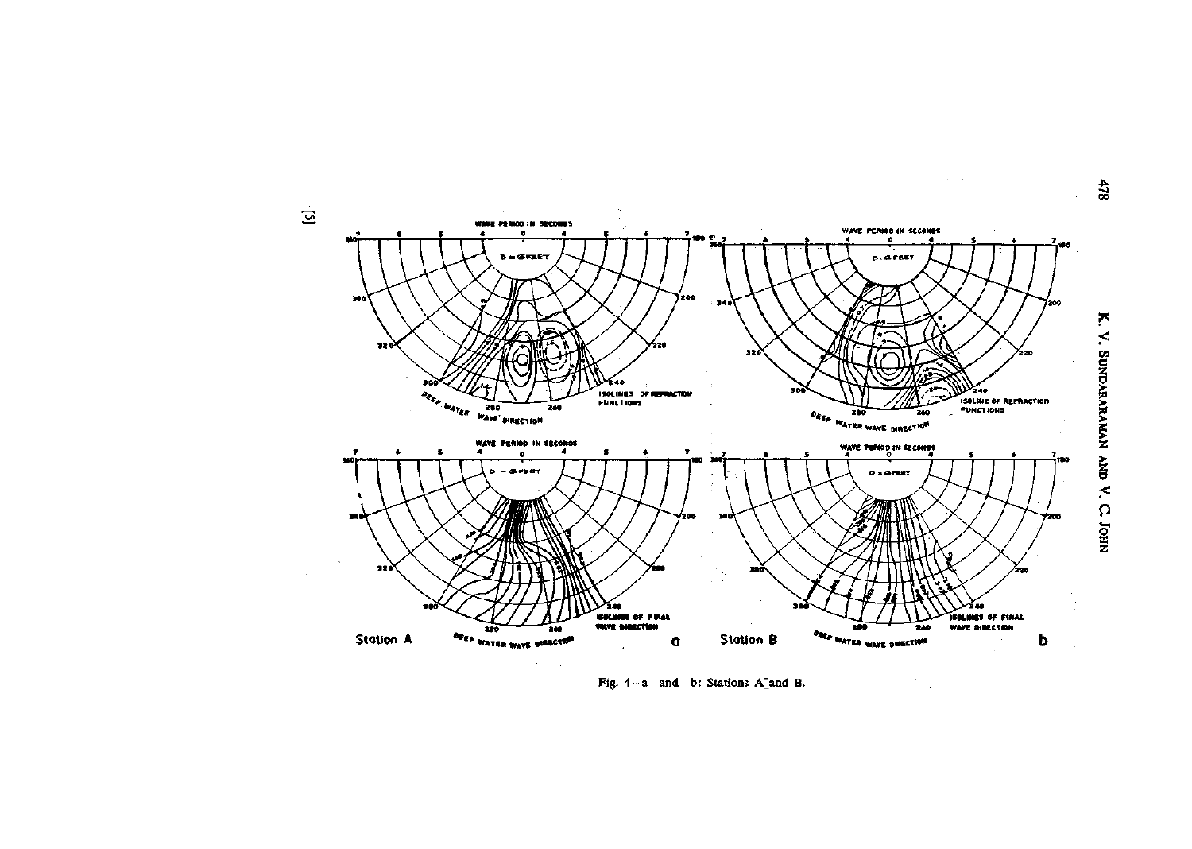Fig. 4 – a and b: Stations A and B.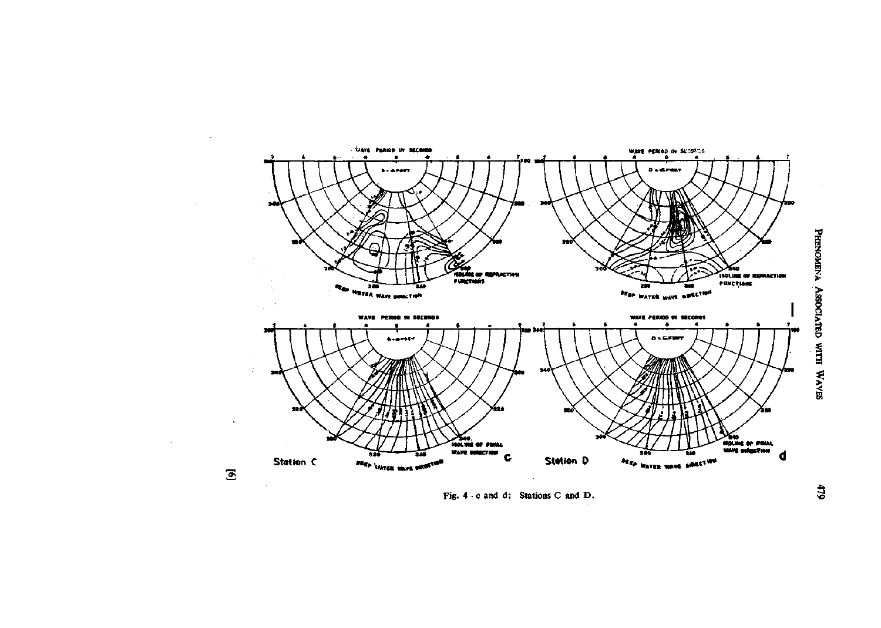Fig. 4 - c and d: Stations C and D.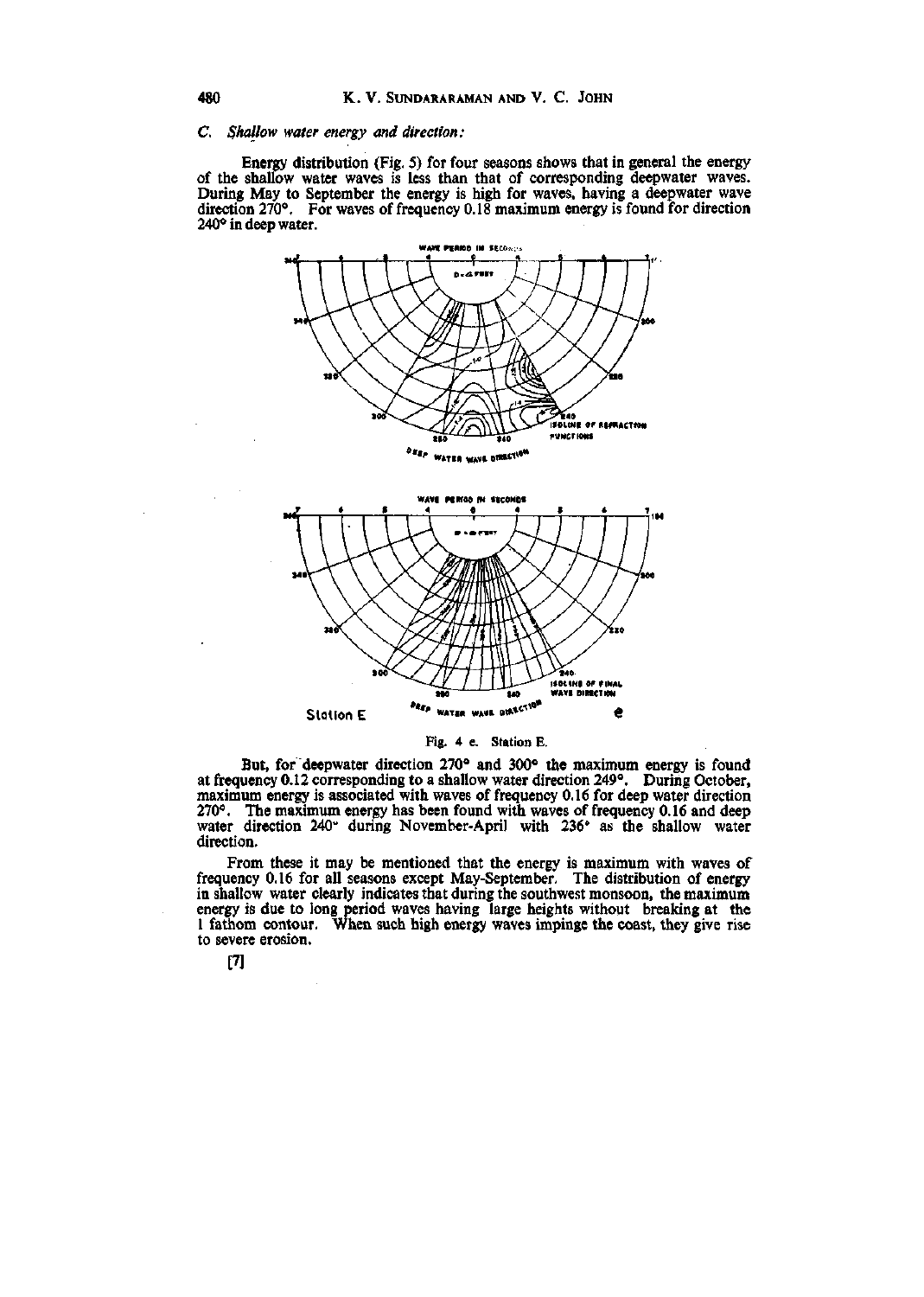### *C. Shallow water energy and direction:*

Energy distribution (Fig. 5) for four seasons shows that in general the energy of the shallow water waves is less than that of corresponding deepwater waves. During May to September the energy is high for waves, having a deepwater wave direction 270°. For waves of frequency 0.18 maximum energy is found for direction 240° in deep water.

Fig. 4 e. Station E.

But, for deepwater direction 270° and 300° the maximum energy is found at frequency 0.12 corresponding to a shallow water direction 249°. During October, maximum energy is associated with waves of frequency 0.16 for deep water direction 270°. The maximum energy has been found with waves of frequency 0.16 and deep water direction 240° during November-April with 236° as the shallow water direction.

From these it may be mentioned that the energy is maximum with waves of frequency 0.16 for all seasons except May-September. The distribution of energy in shallow water clearly indicates that during the southwest monsoon, the maximum energy is due to long period waves having large heights without breaking at the 1 fathom contour. When such high energy waves impinge the coast, they give rise to severe erosion.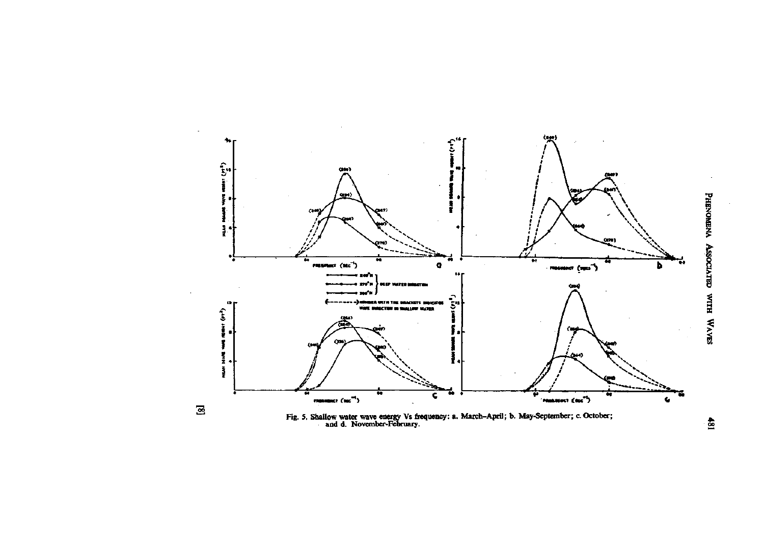Fig. 5. Shallow water wave energy Vs frequency: a. March–April; b. May-September; c. October; and d. November-February.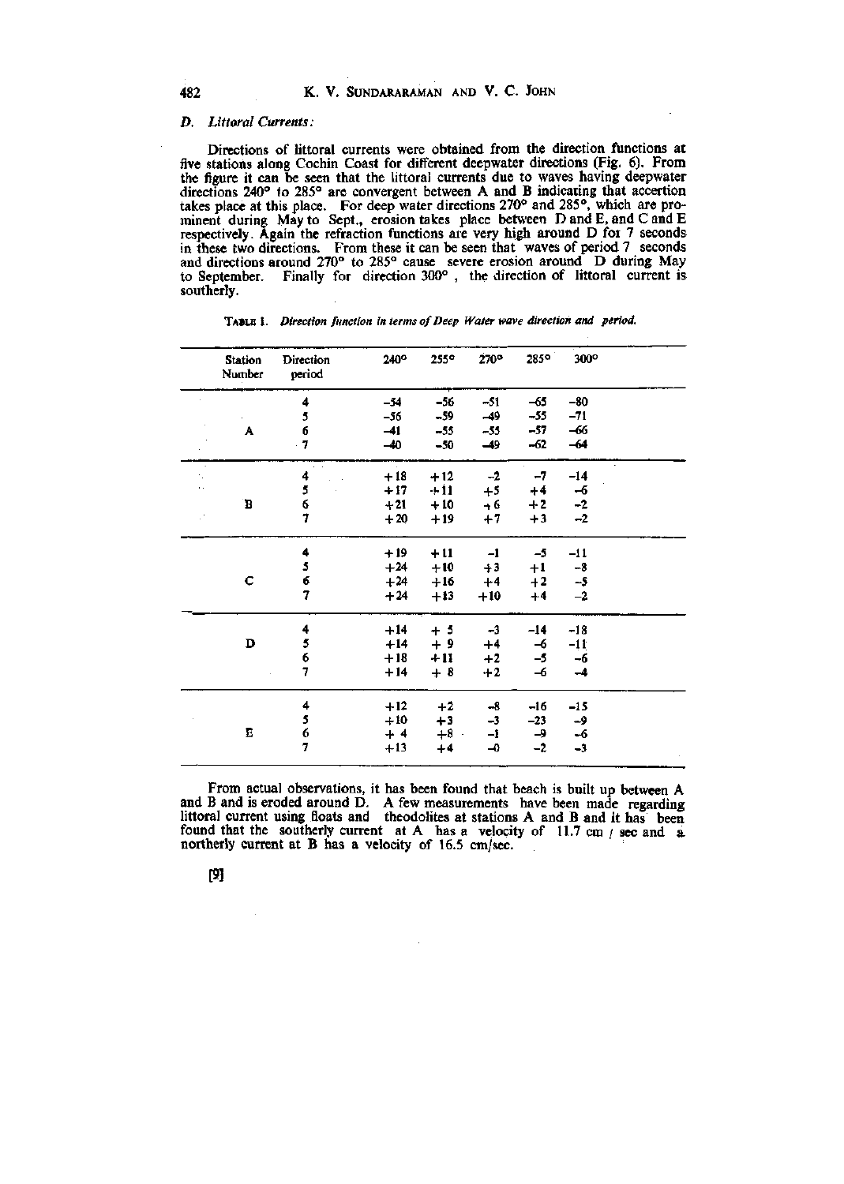### D. *Littoral Currents:*

Directions of littoral currents were obtained from the direction functions at five stations along Cochin Coast for different deepwater directions (Fig. 6). From the figure it can be seen that the littoral currents due to waves having deepwater directions 240° to 285° are convergent between A and B indicating that accertion takes place at this place. For deep water directions 270° and 285°, which are prominent during May to Sept., erosion takes place between D and E, and C and E respectively. Again the refraction functions are very high around D for 7 seconds in these two directions. From these it can be seen that waves of period 7 seconds and directions around 270° to 285° cause severe erosion around D during May to September. Finally for direction 300°, the direction of littoral current is southerly.

TABLE I. *Direction function in terms of Deep Water wave direction and period.*

| Station Number | Direction period | 240° | 255° | 270° | 285° | 300° |
|---|---|---|---|---|---|---|
| A | 4 | −54 | −56 | −51 | −65 | −80 |
| | 5 | −56 | −59 | −49 | −55 | −71 |
| | 6 | −41 | −55 | −55 | −57 | −66 |
| | 7 | −40 | −50 | −49 | −62 | −64 |
| B | 4 | +18 | +12 | −2 | −7 | −14 |
| | 5 | +17 | +11 | +5 | +4 | −6 |
| | 6 | +21 | +10 | +6 | +2 | −2 |
| | 7 | +20 | +19 | +7 | +3 | −2 |
| C | 4 | +19 | +11 | −1 | −5 | −11 |
| | 5 | +24 | +10 | +3 | +1 | −8 |
| | 6 | +24 | +16 | +4 | +2 | −5 |
| | 7 | +24 | +13 | +10 | +4 | −2 |
| D | 4 | +14 | +5 | −3 | −14 | −18 |
| | 5 | +14 | +9 | +4 | −6 | −11 |
| | 6 | +18 | +11 | +2 | −5 | −6 |
| | 7 | +14 | +8 | +2 | −6 | −4 |
| E | 4 | +12 | +2 | −8 | −16 | −15 |
| | 5 | +10 | +3 | −3 | −23 | −9 |
| | 6 | +4 | +8 | −1 | −9 | −6 |
| | 7 | +13 | +4 | −0 | −2 | −3 |

From actual observations, it has been found that beach is built up between A and B and is eroded around D. A few measurements have been made regarding littoral current using floats and theodolites at stations A and B and it has been found that the southerly current at A has a velocity of 11.7 cm / sec and a northerly current at B has a velocity of 16.5 cm/sec.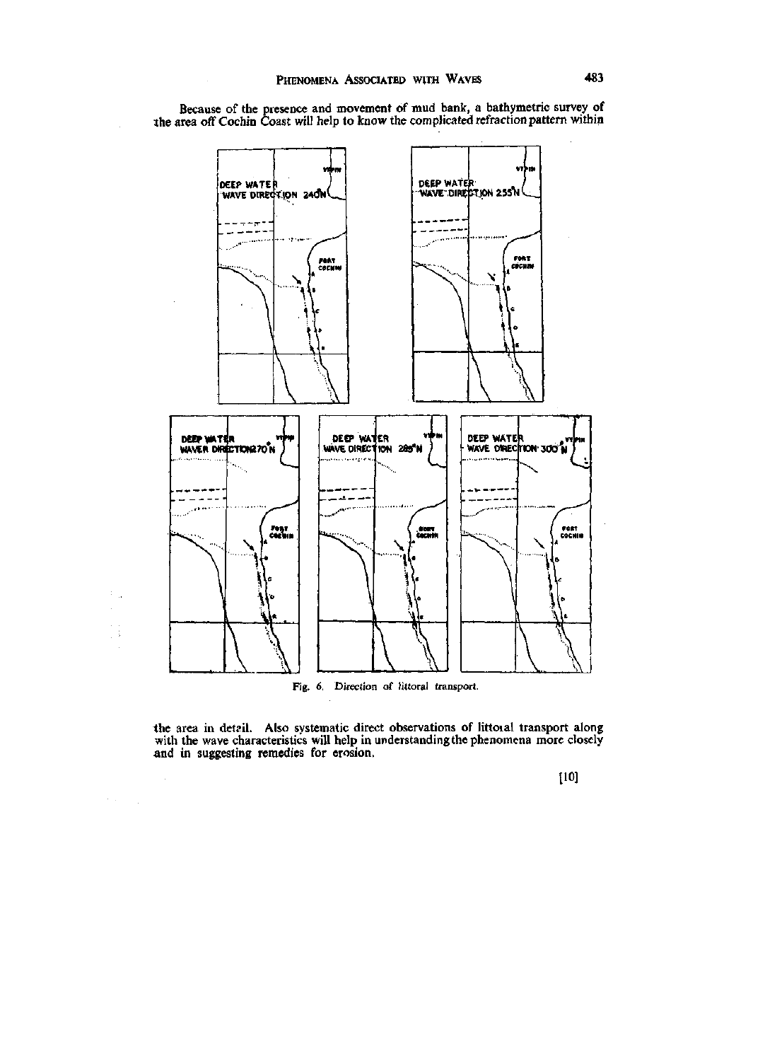Because of the presence and movement of mud bank, a bathymetric survey of the area off Cochin Coast will help to know the complicated refraction pattern within

Fig. 6. Direction of littoral transport.

the area in detail. Also systematic direct observations of littoral transport along with the wave characteristics will help in understanding the phenomena more closely and in suggesting remedies for erosion.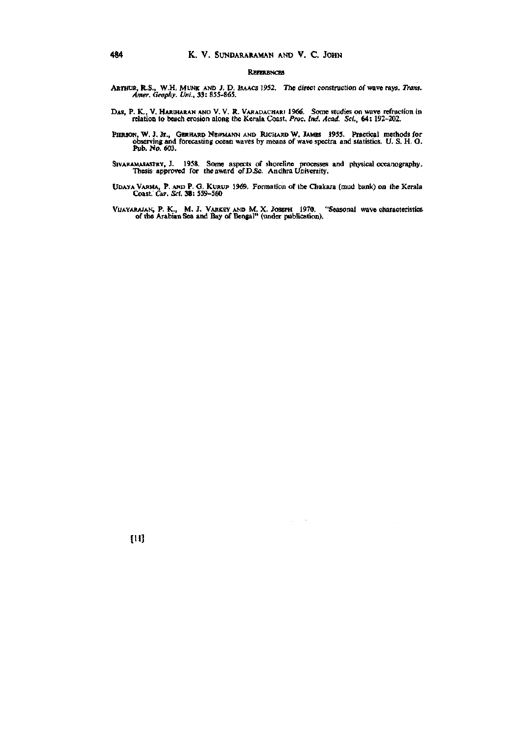## References

ARTHUR, R.S., W.H. MUNK AND J. D. ISAACS 1952. The direct construction of wave rays. *Trans. Amer. Geophy. Uni.*, **33**: 855–865.

DAS, P. K., V. HARIHARAN AND V. V. R. VARADACHARI 1966. Some studies on wave refraction in relation to beach erosion along the Kerala Coast. *Proc. Ind. Acad. Sci.*, **64**: 192–202.

PIERSON, W. J. Jr., GERHARD NEWMANN AND RICHARD W. JAMES 1955. Practical methods for observing and forecasting ocean waves by means of wave spectra and statistics. U. S. H. O. Pub. No. 603.

SIVARAMASASTRY, J. 1958. Some aspects of shoreline processes and physical oceanography. Thesis approved for the award of D.Sc. Andhra University.

UDAYA VARMA, P. AND P. G. KURUP 1969. Formation of the Chakara (mud bank) on the Kerala Coast. *Cur. Sci.* **38**: 559–560

VIJAYARAJAN, P. K., M. J. VARKEY AND M. X. JOSEPH 1970. "Seasonal wave characteristics of the Arabian Sea and Bay of Bengal" (under publication).